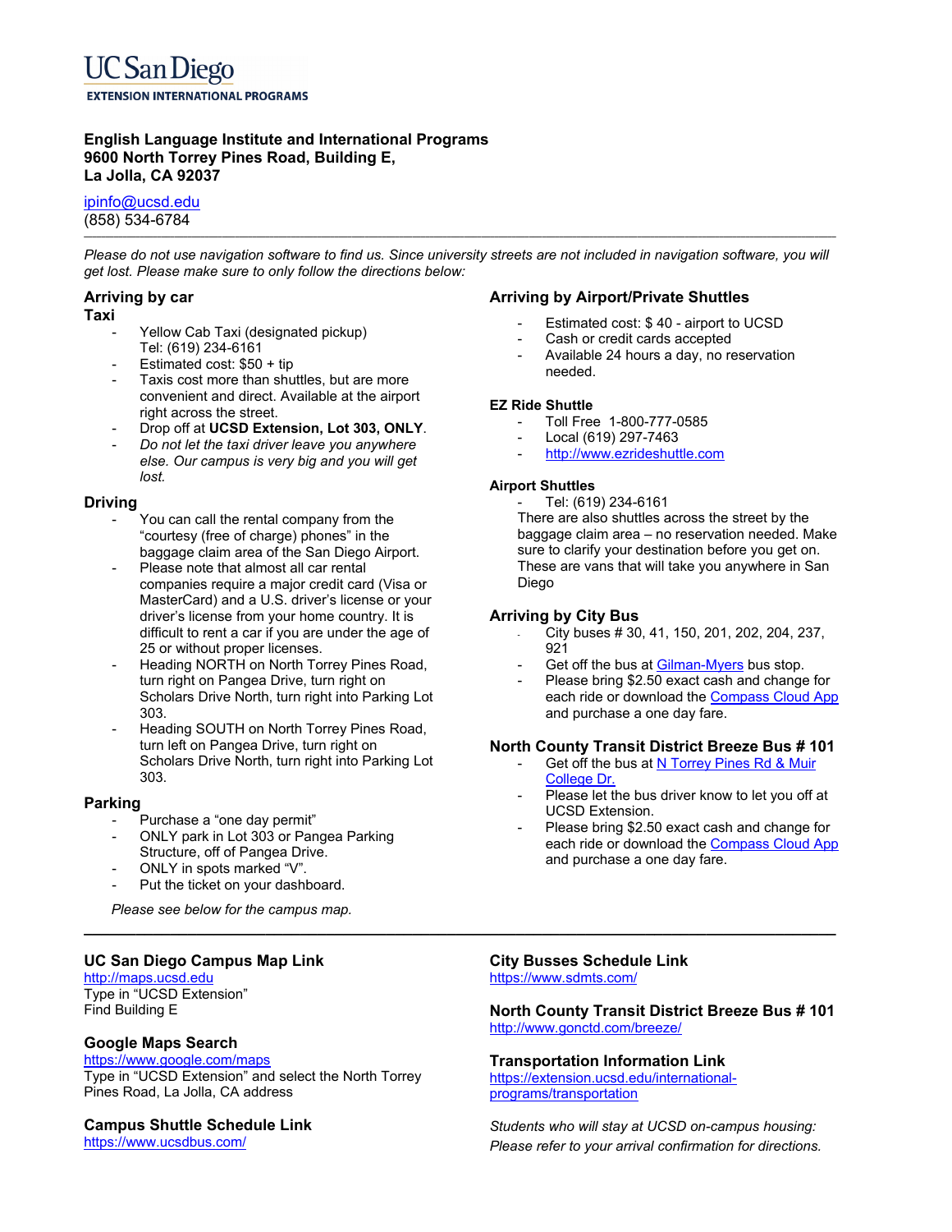UC San Diego
EXTENSION INTERNATIONAL PROGRAMS

**English Language Institute and International Programs**
**9600 North Torrey Pines Road, Building E,**
**La Jolla, CA 92037**

ipinfo@ucsd.edu
(858) 534-6784

---

*Please do not use navigation software to find us. Since university streets are not included in navigation software, you will get lost. Please make sure to only follow the directions below:*

## Arriving by car

### Taxi

- Yellow Cab Taxi (designated pickup)
  Tel: (619) 234-6161
- Estimated cost: $50 + tip
- Taxis cost more than shuttles, but are more convenient and direct. Available at the airport right across the street.
- Drop off at **UCSD Extension, Lot 303, ONLY**.
- *Do not let the taxi driver leave you anywhere else. Our campus is very big and you will get lost.*

### Driving

- You can call the rental company from the "courtesy (free of charge) phones" in the baggage claim area of the San Diego Airport.
- Please note that almost all car rental companies require a major credit card (Visa or MasterCard) and a U.S. driver's license or your driver's license from your home country. It is difficult to rent a car if you are under the age of 25 or without proper licenses.
- Heading NORTH on North Torrey Pines Road, turn right on Pangea Drive, turn right on Scholars Drive North, turn right into Parking Lot 303.
- Heading SOUTH on North Torrey Pines Road, turn left on Pangea Drive, turn right on Scholars Drive North, turn right into Parking Lot 303.

### Parking

- Purchase a "one day permit"
- ONLY park in Lot 303 or Pangea Parking Structure, off of Pangea Drive.
- ONLY in spots marked "V".
- Put the ticket on your dashboard.

*Please see below for the campus map.*

## Arriving by Airport/Private Shuttles

- Estimated cost: $ 40 - airport to UCSD
- Cash or credit cards accepted
- Available 24 hours a day, no reservation needed.

### EZ Ride Shuttle

- Toll Free 1-800-777-0585
- Local (619) 297-7463
- http://www.ezrideshuttle.com

### Airport Shuttles

- Tel: (619) 234-6161

There are also shuttles across the street by the baggage claim area – no reservation needed. Make sure to clarify your destination before you get on. These are vans that will take you anywhere in San Diego

## Arriving by City Bus

- City buses # 30, 41, 150, 201, 202, 204, 237, 921
- Get off the bus at Gilman-Myers bus stop.
- Please bring $2.50 exact cash and change for each ride or download the Compass Cloud App and purchase a one day fare.

## North County Transit District Breeze Bus # 101

- Get off the bus at N Torrey Pines Rd & Muir College Dr.
- Please let the bus driver know to let you off at UCSD Extension.
- Please bring $2.50 exact cash and change for each ride or download the Compass Cloud App and purchase a one day fare.

---

### UC San Diego Campus Map Link

http://maps.ucsd.edu
Type in "UCSD Extension"
Find Building E

### Google Maps Search

https://www.google.com/maps
Type in "UCSD Extension" and select the North Torrey Pines Road, La Jolla, CA address

### Campus Shuttle Schedule Link

https://www.ucsdbus.com/

### City Busses Schedule Link

https://www.sdmts.com/

### North County Transit District Breeze Bus # 101

http://www.gonctd.com/breeze/

### Transportation Information Link

https://extension.ucsd.edu/international-programs/transportation

*Students who will stay at UCSD on-campus housing: Please refer to your arrival confirmation for directions.*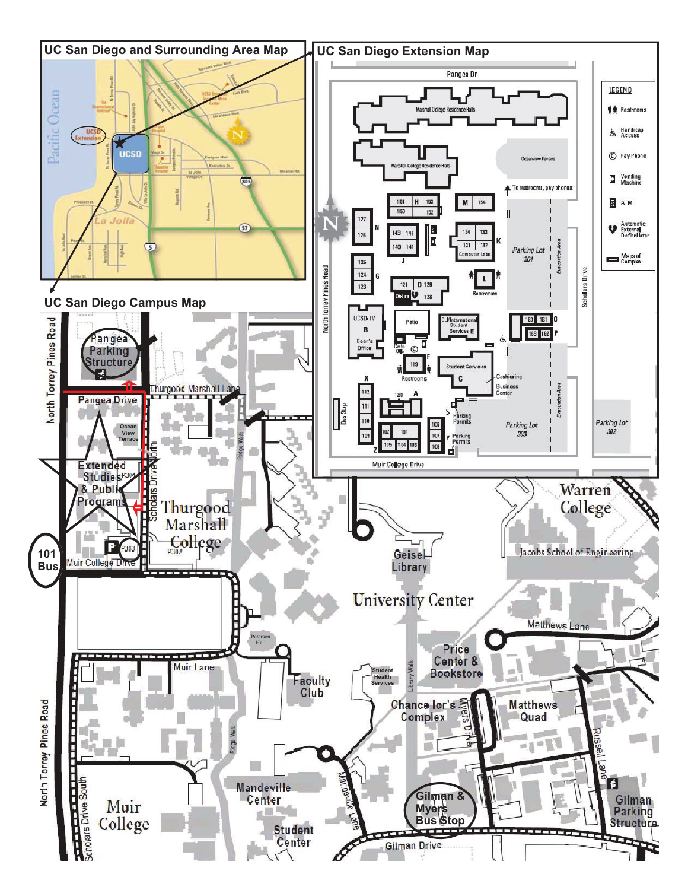## UC San Diego and Surrounding Area Map

Pacific Ocean

UCSD Extension

UCSD

La Jolla

N

## UC San Diego Extension Map

Pangea Dr.

Marshall College Residence Halls

Marshall College Residence Halls

Oceanview Terrace

To restrooms, pay phones

151 H 153
150 152

M 154

127
126
N

143 142
140 141
J

134 133
131 132
Computer Labs
K

Parking Lot 304

Evacuation Area

Scholars Drive

125
124
123
G

121 D 129
128

L
Restrooms

UCSD-TV
B
Dean's Office

Patio

ELI/International Student Services E

160 161 O
163 162 P

Cafe Ole

119
F
Restrooms

Student Services
C

Cashiering
Business Center

X
112
111
110
109

120 A

Bus Stop

102 101
105 104 103

109
107
106

S Parking Permits
Y Parking Permits
Z

Parking Lot 303

Evacuation Area

Parking Lot 302

Muir College Drive

North Torrey Pines Road

**LEGEND**

- Restrooms
- Handicap Access
- Pay Phone
- Vending Machine
- ATM
- Automatic External Defibrillator
- Maps of Complex

## UC San Diego Campus Map

North Torrey Pines Road

Pangea Parking Structure

Thurgood Marshall Lane

Pangea Drive

Ocean View Terrace

Extended Studies & Public Programs

P304

Scholars Drive North

Ridge Walk

Thurgood Marshall College

P302

P303

101 Bus

Muir College Drive

Warren College

Jacobs School of Engineering

Geisel Library

University Center

Peterson Hall

Matthews Lane

Muir Lane

Faculty Club

Student Health Services

Library Walk

Price Center & Bookstore

Chancellor's Complex

Myers Drive

Matthews Quad

Russell Lane

Muir College

Scholars Drive South

Ridge Walk

Mandeville Center

Mandeville Lane

Student Center

Gilman & Myers Bus Stop

Gilman Parking Structure

Gilman Drive